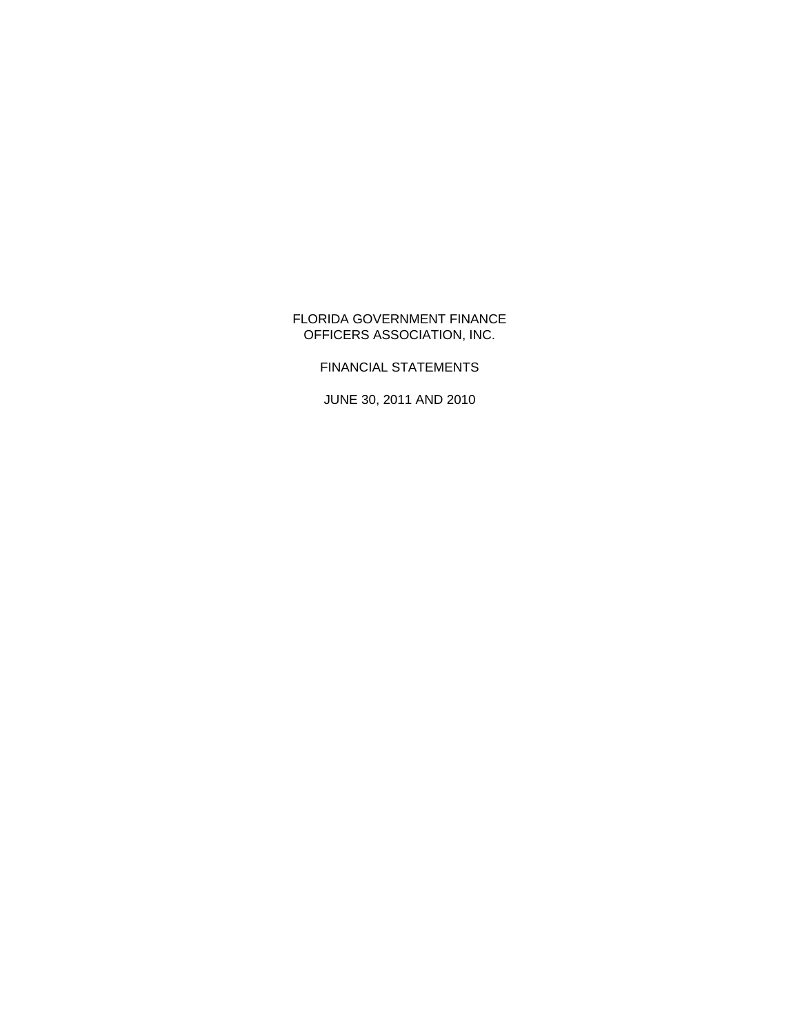# FLORIDA GOVERNMENT FINANCE OFFICERS ASSOCIATION, INC.

## FINANCIAL STATEMENTS

JUNE 30, 2011 AND 2010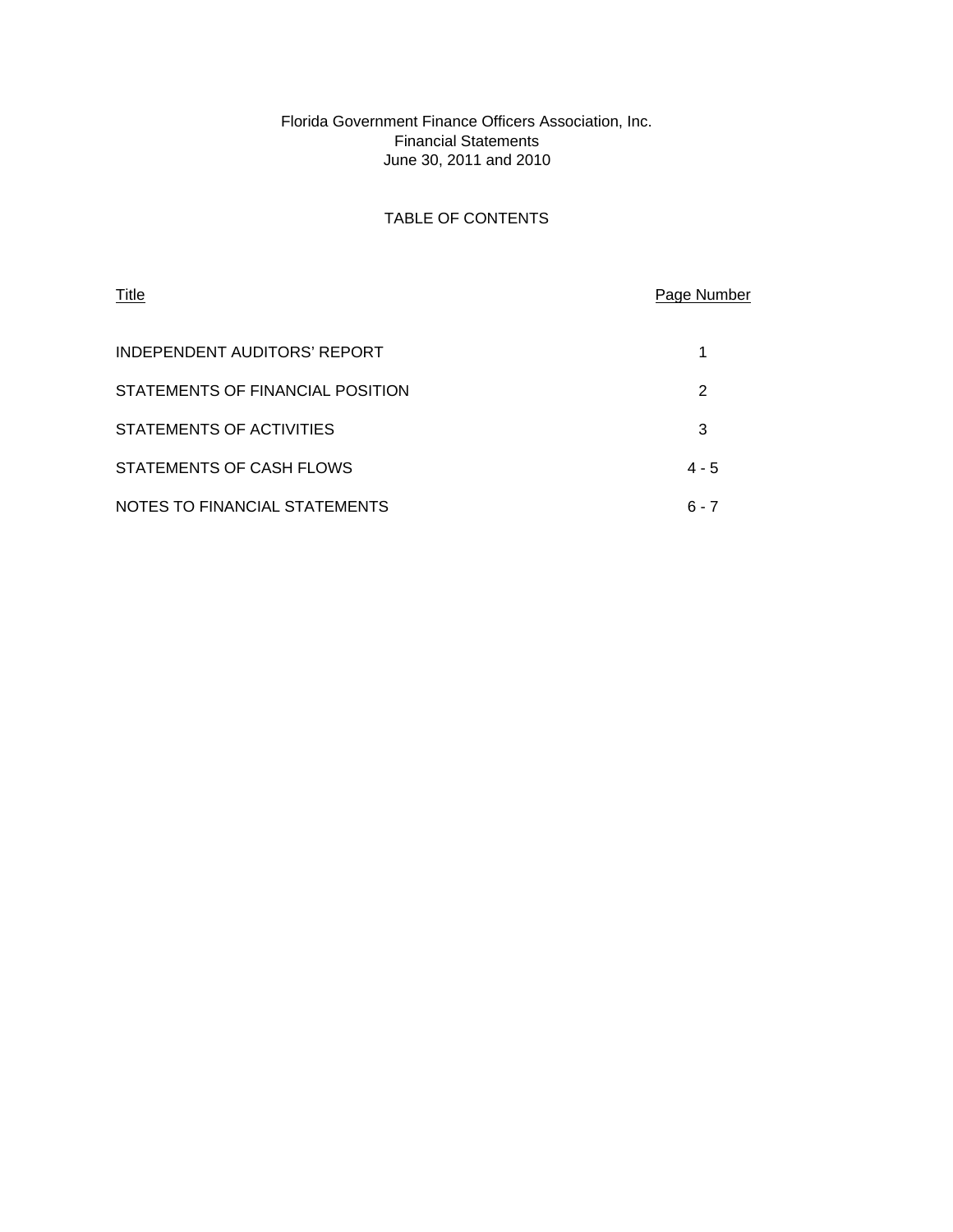Florida Government Finance Officers Association, Inc.
Financial Statements
June 30, 2011 and 2010

# TABLE OF CONTENTS

| Title | Page Number |
|---|---|
| INDEPENDENT AUDITORS' REPORT | 1 |
| STATEMENTS OF FINANCIAL POSITION | 2 |
| STATEMENTS OF ACTIVITIES | 3 |
| STATEMENTS OF CASH FLOWS | 4 - 5 |
| NOTES TO FINANCIAL STATEMENTS | 6 - 7 |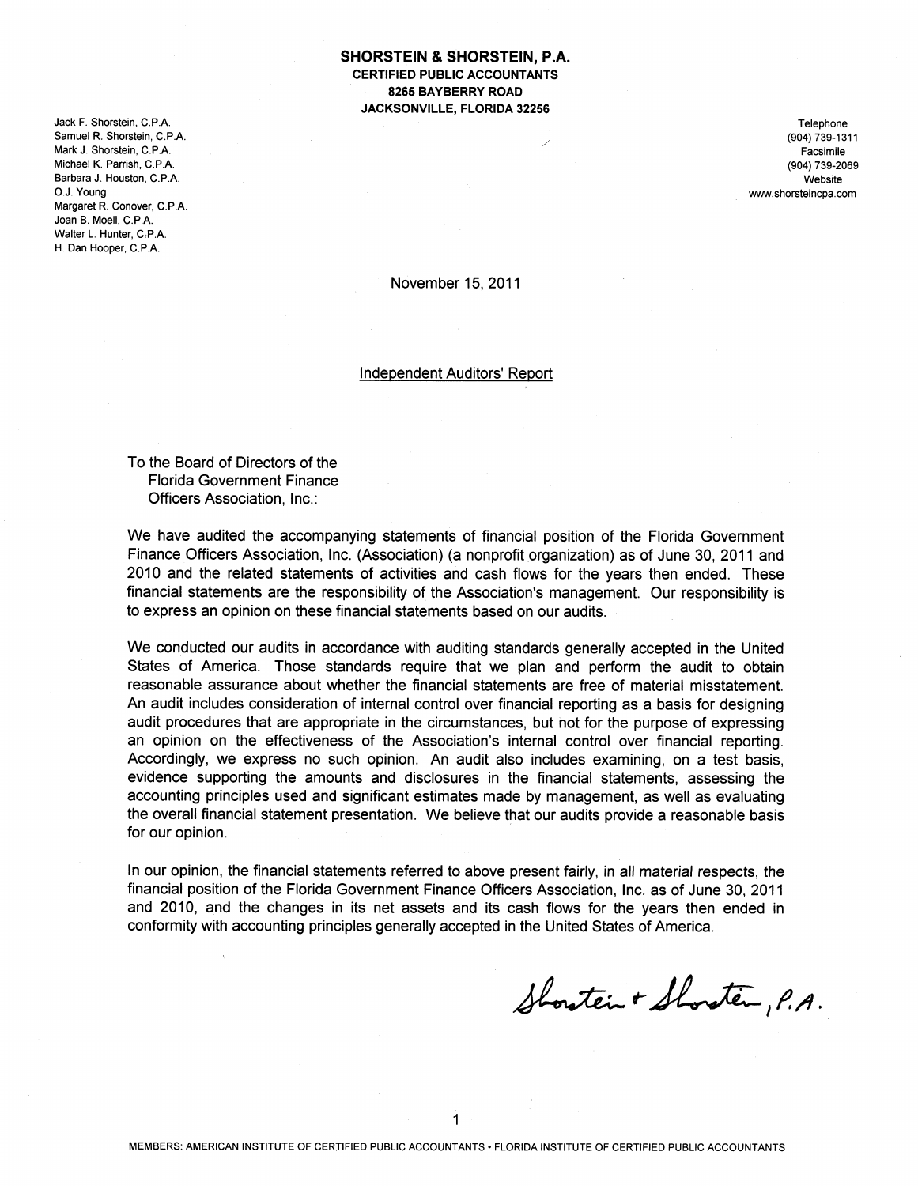**SHORSTEIN & SHORSTEIN, P.A.**
**CERTIFIED PUBLIC ACCOUNTANTS**
**8265 BAYBERRY ROAD**
**JACKSONVILLE, FLORIDA 32256**

Jack F. Shorstein, C.P.A.
Samuel R. Shorstein, C.P.A.
Mark J. Shorstein, C.P.A.
Michael K. Parrish, C.P.A.
Barbara J. Houston, C.P.A.
O.J. Young
Margaret R. Conover, C.P.A.
Joan B. Moell, C.P.A.
Walter L. Hunter, C.P.A.
H. Dan Hooper, C.P.A.

Telephone
(904) 739-1311
Facsimile
(904) 739-2069
Website
www.shorsteincpa.com

November 15, 2011

## Independent Auditors' Report

To the Board of Directors of the
Florida Government Finance
Officers Association, Inc.:

We have audited the accompanying statements of financial position of the Florida Government Finance Officers Association, Inc. (Association) (a nonprofit organization) as of June 30, 2011 and 2010 and the related statements of activities and cash flows for the years then ended. These financial statements are the responsibility of the Association's management. Our responsibility is to express an opinion on these financial statements based on our audits.

We conducted our audits in accordance with auditing standards generally accepted in the United States of America. Those standards require that we plan and perform the audit to obtain reasonable assurance about whether the financial statements are free of material misstatement. An audit includes consideration of internal control over financial reporting as a basis for designing audit procedures that are appropriate in the circumstances, but not for the purpose of expressing an opinion on the effectiveness of the Association's internal control over financial reporting. Accordingly, we express no such opinion. An audit also includes examining, on a test basis, evidence supporting the amounts and disclosures in the financial statements, assessing the accounting principles used and significant estimates made by management, as well as evaluating the overall financial statement presentation. We believe that our audits provide a reasonable basis for our opinion.

In our opinion, the financial statements referred to above present fairly, in all material respects, the financial position of the Florida Government Finance Officers Association, Inc. as of June 30, 2011 and 2010, and the changes in its net assets and its cash flows for the years then ended in conformity with accounting principles generally accepted in the United States of America.

Shorstein & Shorstein, P.A.

MEMBERS: AMERICAN INSTITUTE OF CERTIFIED PUBLIC ACCOUNTANTS • FLORIDA INSTITUTE OF CERTIFIED PUBLIC ACCOUNTANTS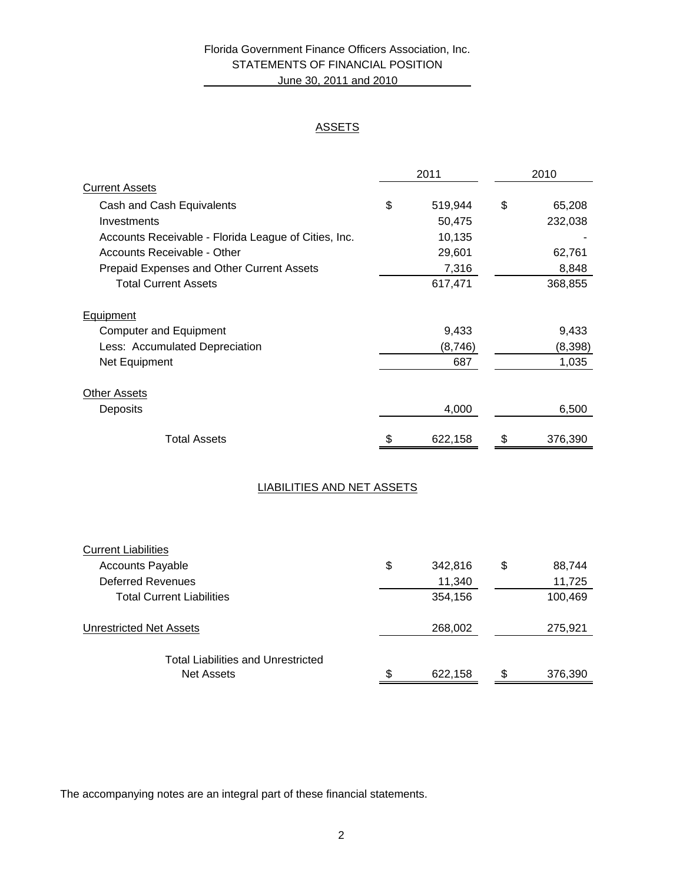# Florida Government Finance Officers Association, Inc.
## STATEMENTS OF FINANCIAL POSITION
### June 30, 2011 and 2010

#### ASSETS

| | 2011 | 2010 |
|---|---|---|
| **Current Assets** | | |
| Cash and Cash Equivalents | $ 519,944 | $ 65,208 |
| Investments | 50,475 | 232,038 |
| Accounts Receivable - Florida League of Cities, Inc. | 10,135 | - |
| Accounts Receivable - Other | 29,601 | 62,761 |
| Prepaid Expenses and Other Current Assets | 7,316 | 8,848 |
| Total Current Assets | 617,471 | 368,855 |
| **Equipment** | | |
| Computer and Equipment | 9,433 | 9,433 |
| Less: Accumulated Depreciation | (8,746) | (8,398) |
| Net Equipment | 687 | 1,035 |
| **Other Assets** | | |
| Deposits | 4,000 | 6,500 |
| Total Assets | $ 622,158 | $ 376,390 |

#### LIABILITIES AND NET ASSETS

| | 2011 | 2010 |
|---|---|---|
| **Current Liabilities** | | |
| Accounts Payable | $ 342,816 | $ 88,744 |
| Deferred Revenues | 11,340 | 11,725 |
| Total Current Liabilities | 354,156 | 100,469 |
| **Unrestricted Net Assets** | 268,002 | 275,921 |
| Total Liabilities and Unrestricted Net Assets | $ 622,158 | $ 376,390 |

The accompanying notes are an integral part of these financial statements.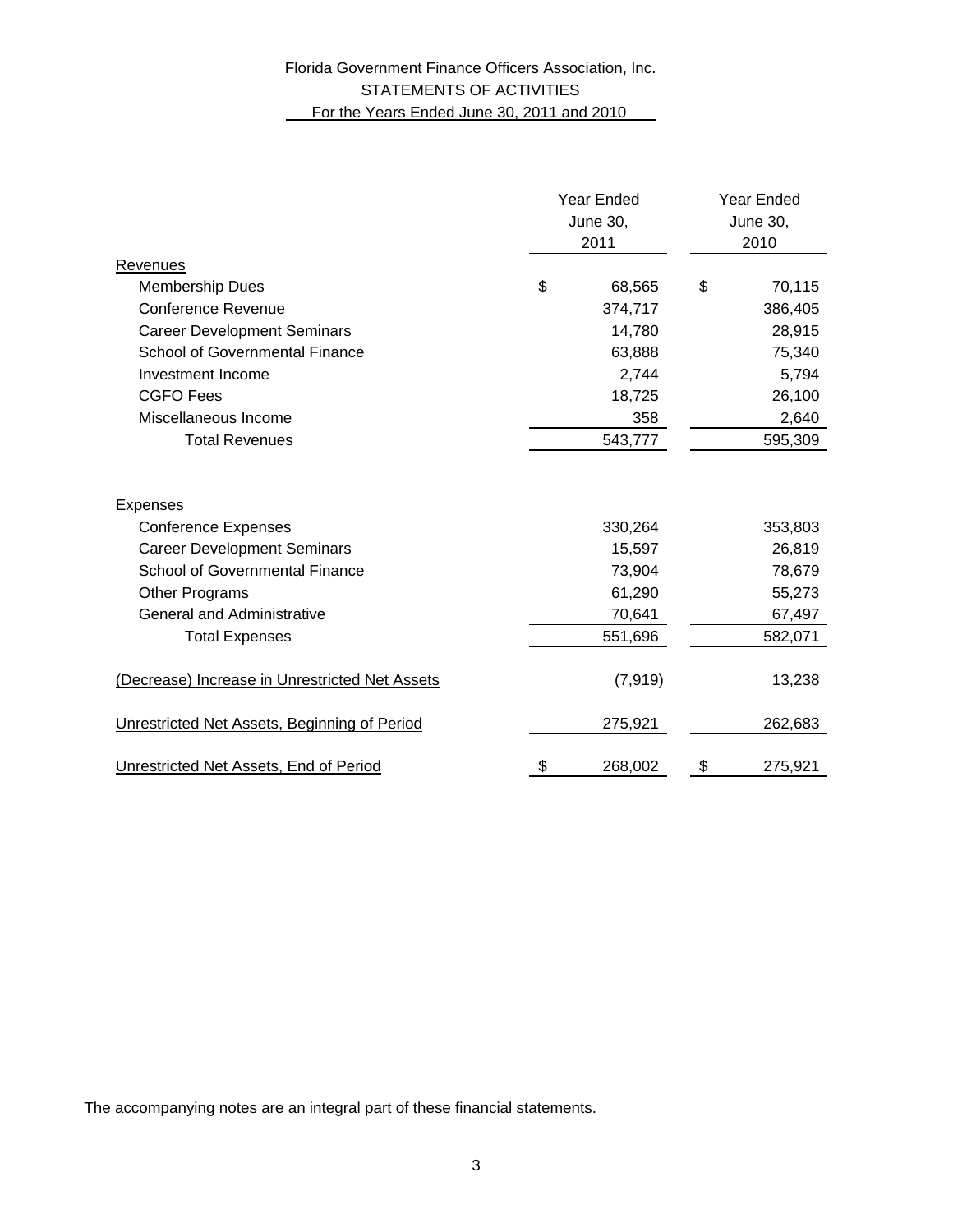# Florida Government Finance Officers Association, Inc.
## STATEMENTS OF ACTIVITIES
### For the Years Ended June 30, 2011 and 2010

| | Year Ended June 30, 2011 | Year Ended June 30, 2010 |
|---|---|---|
| Revenues | | |
| Membership Dues | $ 68,565 | $ 70,115 |
| Conference Revenue | 374,717 | 386,405 |
| Career Development Seminars | 14,780 | 28,915 |
| School of Governmental Finance | 63,888 | 75,340 |
| Investment Income | 2,744 | 5,794 |
| CGFO Fees | 18,725 | 26,100 |
| Miscellaneous Income | 358 | 2,640 |
| Total Revenues | 543,777 | 595,309 |
| Expenses | | |
| Conference Expenses | 330,264 | 353,803 |
| Career Development Seminars | 15,597 | 26,819 |
| School of Governmental Finance | 73,904 | 78,679 |
| Other Programs | 61,290 | 55,273 |
| General and Administrative | 70,641 | 67,497 |
| Total Expenses | 551,696 | 582,071 |
| (Decrease) Increase in Unrestricted Net Assets | (7,919) | 13,238 |
| Unrestricted Net Assets, Beginning of Period | 275,921 | 262,683 |
| Unrestricted Net Assets, End of Period | $ 268,002 | $ 275,921 |

The accompanying notes are an integral part of these financial statements.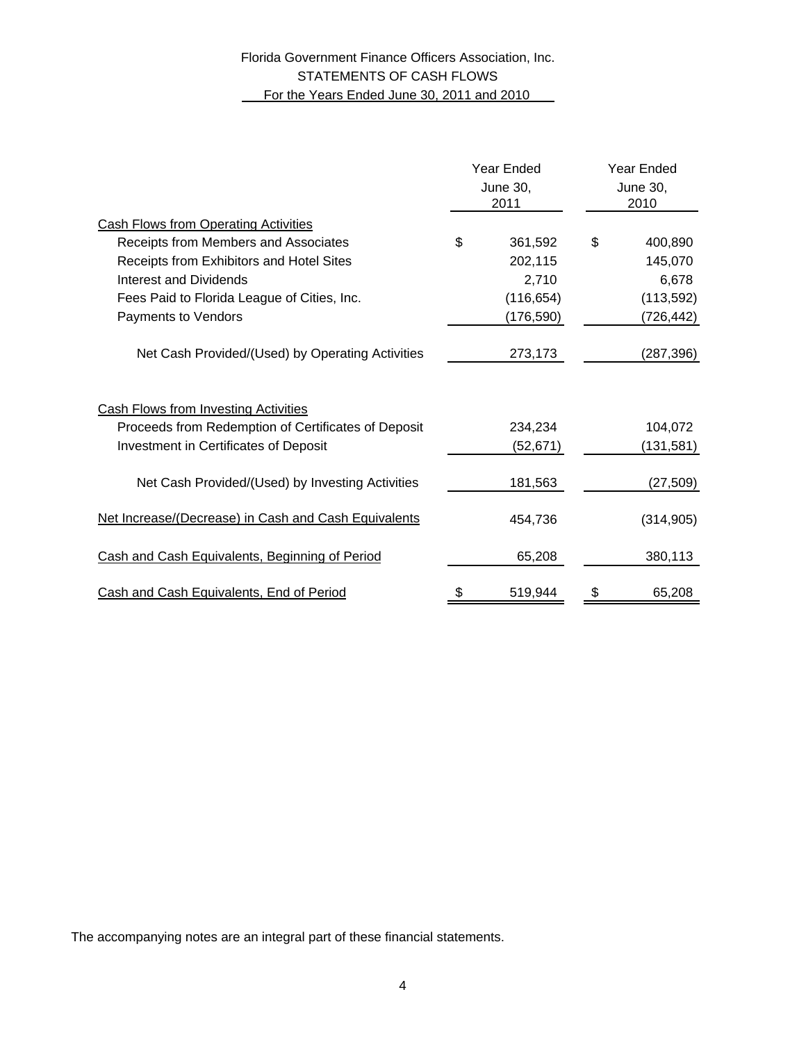# Florida Government Finance Officers Association, Inc.
## STATEMENTS OF CASH FLOWS
### For the Years Ended June 30, 2011 and 2010

| | Year Ended June 30, 2011 | Year Ended June 30, 2010 |
|---|---|---|
| Cash Flows from Operating Activities | | |
| Receipts from Members and Associates | $ 361,592 | $ 400,890 |
| Receipts from Exhibitors and Hotel Sites | 202,115 | 145,070 |
| Interest and Dividends | 2,710 | 6,678 |
| Fees Paid to Florida League of Cities, Inc. | (116,654) | (113,592) |
| Payments to Vendors | (176,590) | (726,442) |
| Net Cash Provided/(Used) by Operating Activities | 273,173 | (287,396) |
| Cash Flows from Investing Activities | | |
| Proceeds from Redemption of Certificates of Deposit | 234,234 | 104,072 |
| Investment in Certificates of Deposit | (52,671) | (131,581) |
| Net Cash Provided/(Used) by Investing Activities | 181,563 | (27,509) |
| Net Increase/(Decrease) in Cash and Cash Equivalents | 454,736 | (314,905) |
| Cash and Cash Equivalents, Beginning of Period | 65,208 | 380,113 |
| Cash and Cash Equivalents, End of Period | $ 519,944 | $ 65,208 |

The accompanying notes are an integral part of these financial statements.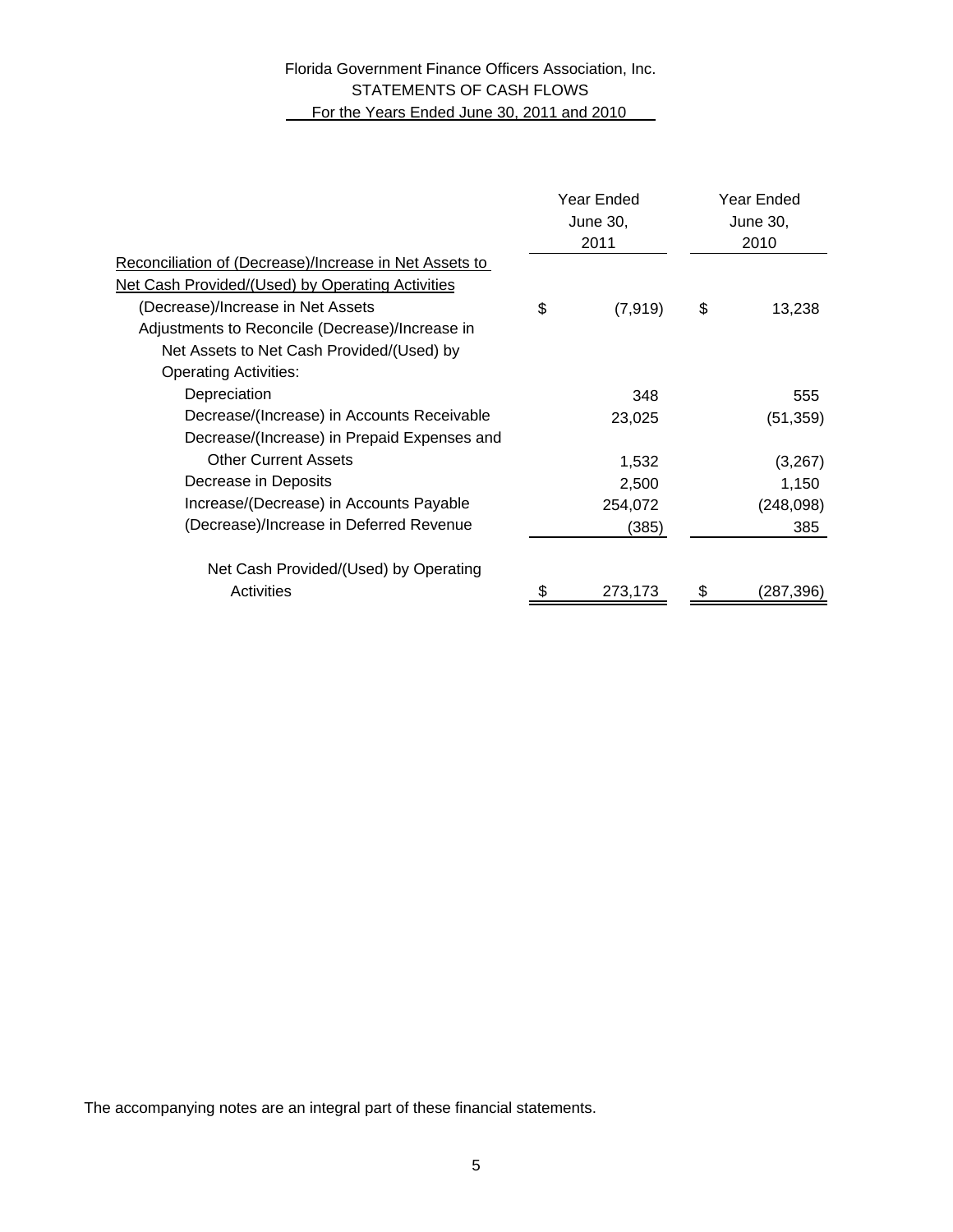Florida Government Finance Officers Association, Inc.
STATEMENTS OF CASH FLOWS
For the Years Ended June 30, 2011 and 2010

| | Year Ended June 30, 2011 | Year Ended June 30, 2010 |
|---|---|---|
| Reconciliation of (Decrease)/Increase in Net Assets to Net Cash Provided/(Used) by Operating Activities | | |
| (Decrease)/Increase in Net Assets | $ (7,919) | $ 13,238 |
| Adjustments to Reconcile (Decrease)/Increase in Net Assets to Net Cash Provided/(Used) by Operating Activities: | | |
| Depreciation | 348 | 555 |
| Decrease/(Increase) in Accounts Receivable | 23,025 | (51,359) |
| Decrease/(Increase) in Prepaid Expenses and Other Current Assets | 1,532 | (3,267) |
| Decrease in Deposits | 2,500 | 1,150 |
| Increase/(Decrease) in Accounts Payable | 254,072 | (248,098) |
| (Decrease)/Increase in Deferred Revenue | (385) | 385 |
| Net Cash Provided/(Used) by Operating Activities | $ 273,173 | $ (287,396) |

The accompanying notes are an integral part of these financial statements.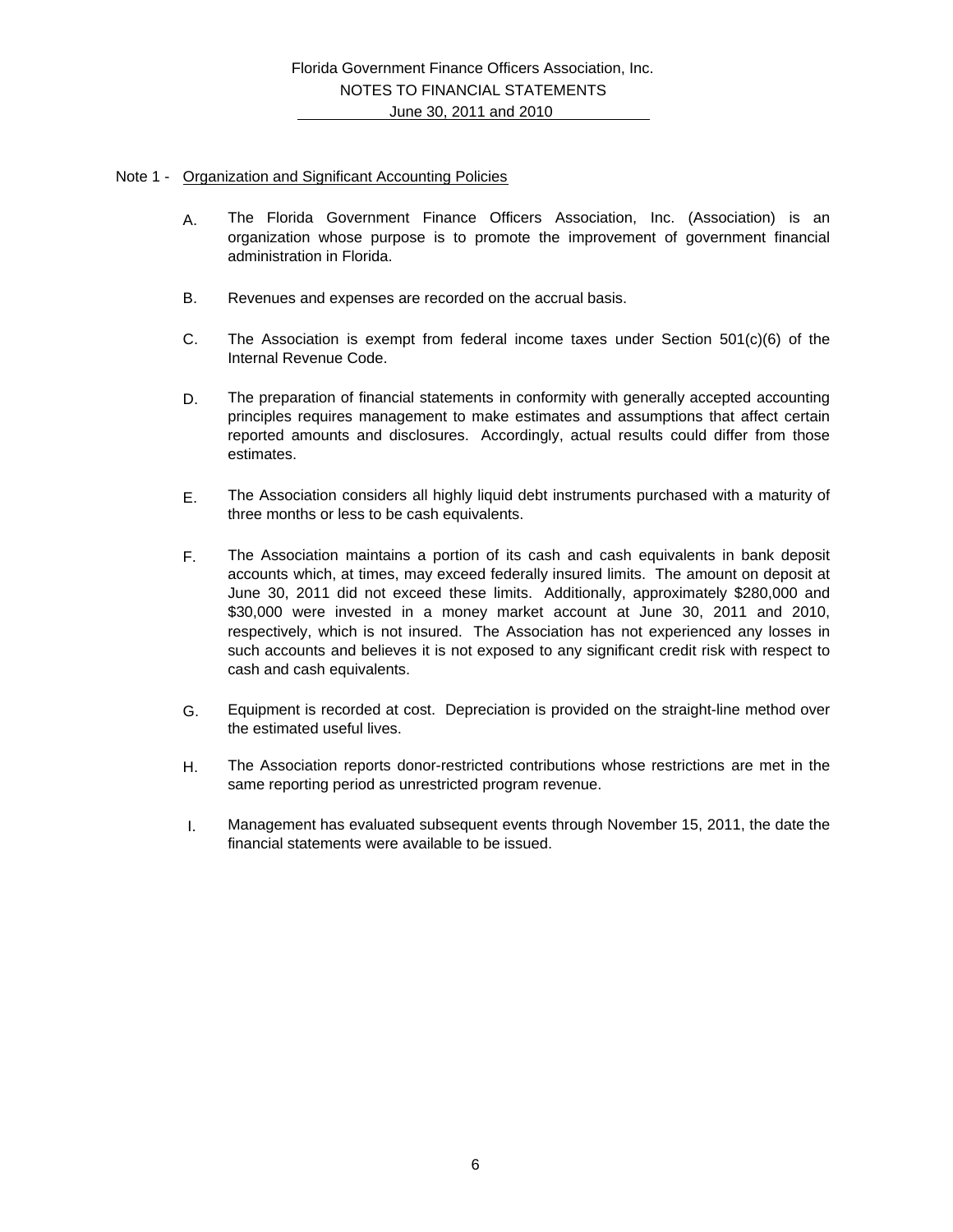Florida Government Finance Officers Association, Inc.
NOTES TO FINANCIAL STATEMENTS
June 30, 2011 and 2010

Note 1 - Organization and Significant Accounting Policies

A. The Florida Government Finance Officers Association, Inc. (Association) is an organization whose purpose is to promote the improvement of government financial administration in Florida.

B. Revenues and expenses are recorded on the accrual basis.

C. The Association is exempt from federal income taxes under Section 501(c)(6) of the Internal Revenue Code.

D. The preparation of financial statements in conformity with generally accepted accounting principles requires management to make estimates and assumptions that affect certain reported amounts and disclosures. Accordingly, actual results could differ from those estimates.

E. The Association considers all highly liquid debt instruments purchased with a maturity of three months or less to be cash equivalents.

F. The Association maintains a portion of its cash and cash equivalents in bank deposit accounts which, at times, may exceed federally insured limits. The amount on deposit at June 30, 2011 did not exceed these limits. Additionally, approximately $280,000 and $30,000 were invested in a money market account at June 30, 2011 and 2010, respectively, which is not insured. The Association has not experienced any losses in such accounts and believes it is not exposed to any significant credit risk with respect to cash and cash equivalents.

G. Equipment is recorded at cost. Depreciation is provided on the straight-line method over the estimated useful lives.

H. The Association reports donor-restricted contributions whose restrictions are met in the same reporting period as unrestricted program revenue.

I. Management has evaluated subsequent events through November 15, 2011, the date the financial statements were available to be issued.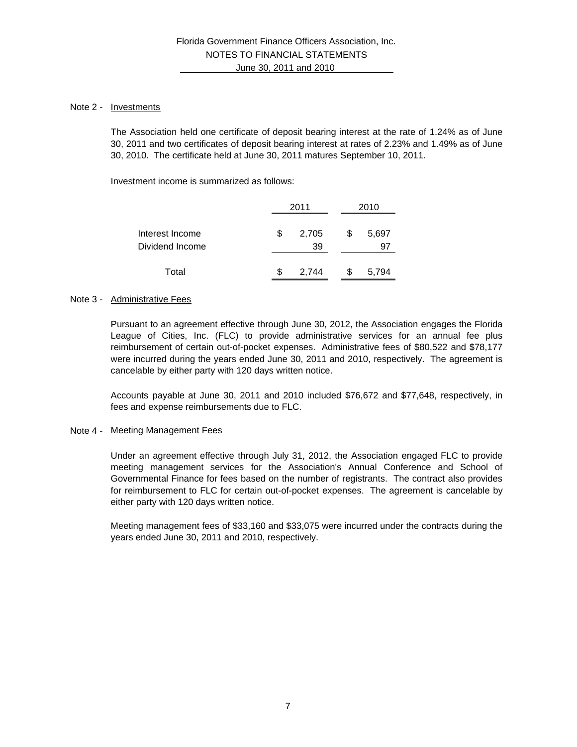Florida Government Finance Officers Association, Inc.
NOTES TO FINANCIAL STATEMENTS
June 30, 2011 and 2010

Note 2 - Investments

The Association held one certificate of deposit bearing interest at the rate of 1.24% as of June 30, 2011 and two certificates of deposit bearing interest at rates of 2.23% and 1.49% as of June 30, 2010. The certificate held at June 30, 2011 matures September 10, 2011.

Investment income is summarized as follows:

| | 2011 | 2010 |
|---|---|---|
| Interest Income | $ 2,705 | $ 5,697 |
| Dividend Income | 39 | 97 |
| Total | $ 2,744 | $ 5,794 |

Note 3 - Administrative Fees

Pursuant to an agreement effective through June 30, 2012, the Association engages the Florida League of Cities, Inc. (FLC) to provide administrative services for an annual fee plus reimbursement of certain out-of-pocket expenses. Administrative fees of $80,522 and $78,177 were incurred during the years ended June 30, 2011 and 2010, respectively. The agreement is cancelable by either party with 120 days written notice.

Accounts payable at June 30, 2011 and 2010 included $76,672 and $77,648, respectively, in fees and expense reimbursements due to FLC.

Note 4 - Meeting Management Fees

Under an agreement effective through July 31, 2012, the Association engaged FLC to provide meeting management services for the Association's Annual Conference and School of Governmental Finance for fees based on the number of registrants. The contract also provides for reimbursement to FLC for certain out-of-pocket expenses. The agreement is cancelable by either party with 120 days written notice.

Meeting management fees of $33,160 and $33,075 were incurred under the contracts during the years ended June 30, 2011 and 2010, respectively.